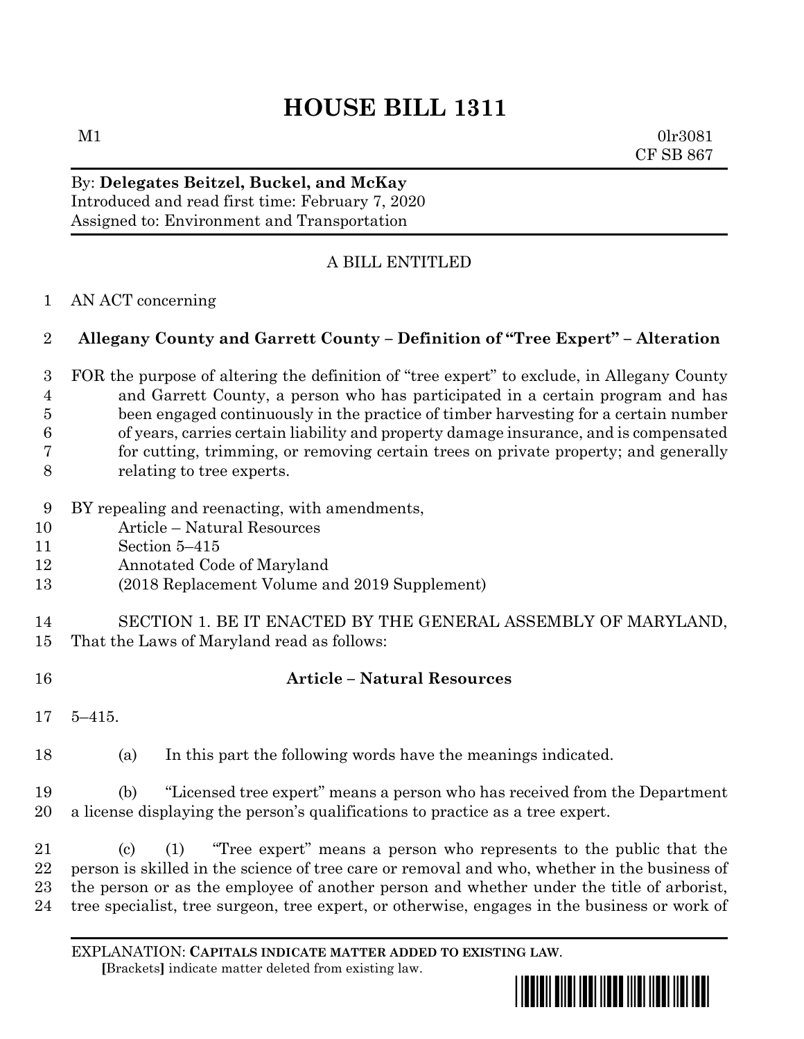# HOUSE BILL 1311

M1 0lr3081
CF SB 867

By: **Delegates Beitzel, Buckel, and McKay**
Introduced and read first time: February 7, 2020
Assigned to: Environment and Transportation

A BILL ENTITLED

1 AN ACT concerning

2 **Allegany County and Garrett County – Definition of "Tree Expert" – Alteration**

3 FOR the purpose of altering the definition of "tree expert" to exclude, in Allegany County
4 and Garrett County, a person who has participated in a certain program and has
5 been engaged continuously in the practice of timber harvesting for a certain number
6 of years, carries certain liability and property damage insurance, and is compensated
7 for cutting, trimming, or removing certain trees on private property; and generally
8 relating to tree experts.

9 BY repealing and reenacting, with amendments,
10 Article – Natural Resources
11 Section 5–415
12 Annotated Code of Maryland
13 (2018 Replacement Volume and 2019 Supplement)

14 SECTION 1. BE IT ENACTED BY THE GENERAL ASSEMBLY OF MARYLAND,
15 That the Laws of Maryland read as follows:

16 **Article – Natural Resources**

17 5–415.

18 (a) In this part the following words have the meanings indicated.

19 (b) "Licensed tree expert" means a person who has received from the Department
20 a license displaying the person's qualifications to practice as a tree expert.

21 (c) (1) "Tree expert" means a person who represents to the public that the
22 person is skilled in the science of tree care or removal and who, whether in the business of
23 the person or as the employee of another person and whether under the title of arborist,
24 tree specialist, tree surgeon, tree expert, or otherwise, engages in the business or work of

EXPLANATION: **CAPITALS INDICATE MATTER ADDED TO EXISTING LAW**.
**[**Brackets**]** indicate matter deleted from existing law.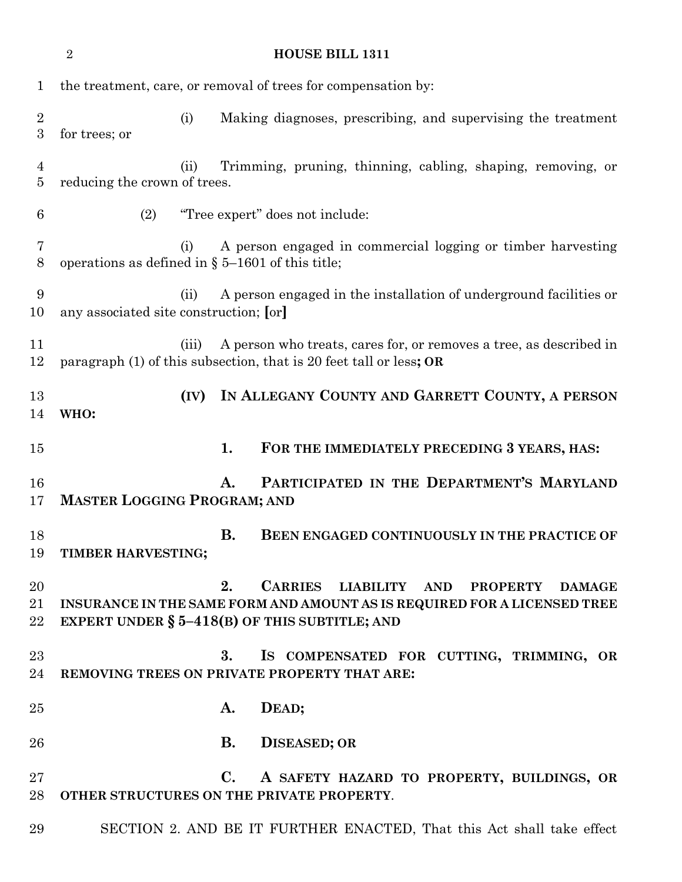the treatment, care, or removal of trees for compensation by:

(i) Making diagnoses, prescribing, and supervising the treatment for trees; or

(ii) Trimming, pruning, thinning, cabling, shaping, removing, or reducing the crown of trees.

(2) "Tree expert" does not include:

(i) A person engaged in commercial logging or timber harvesting operations as defined in § 5–1601 of this title;

(ii) A person engaged in the installation of underground facilities or any associated site construction; **[**or**]**

(iii) A person who treats, cares for, or removes a tree, as described in paragraph (1) of this subsection, that is 20 feet tall or less**; OR**

**(IV) IN ALLEGANY COUNTY AND GARRETT COUNTY, A PERSON WHO:**

**1. FOR THE IMMEDIATELY PRECEDING 3 YEARS, HAS:**

**A. PARTICIPATED IN THE DEPARTMENT'S MARYLAND MASTER LOGGING PROGRAM; AND**

**B. BEEN ENGAGED CONTINUOUSLY IN THE PRACTICE OF TIMBER HARVESTING;**

**2. CARRIES LIABILITY AND PROPERTY DAMAGE INSURANCE IN THE SAME FORM AND AMOUNT AS IS REQUIRED FOR A LICENSED TREE EXPERT UNDER § 5–418(B) OF THIS SUBTITLE; AND**

**3. IS COMPENSATED FOR CUTTING, TRIMMING, OR REMOVING TREES ON PRIVATE PROPERTY THAT ARE:**

**A. DEAD;**

**B. DISEASED; OR**

**C. A SAFETY HAZARD TO PROPERTY, BUILDINGS, OR OTHER STRUCTURES ON THE PRIVATE PROPERTY**.

SECTION 2. AND BE IT FURTHER ENACTED, That this Act shall take effect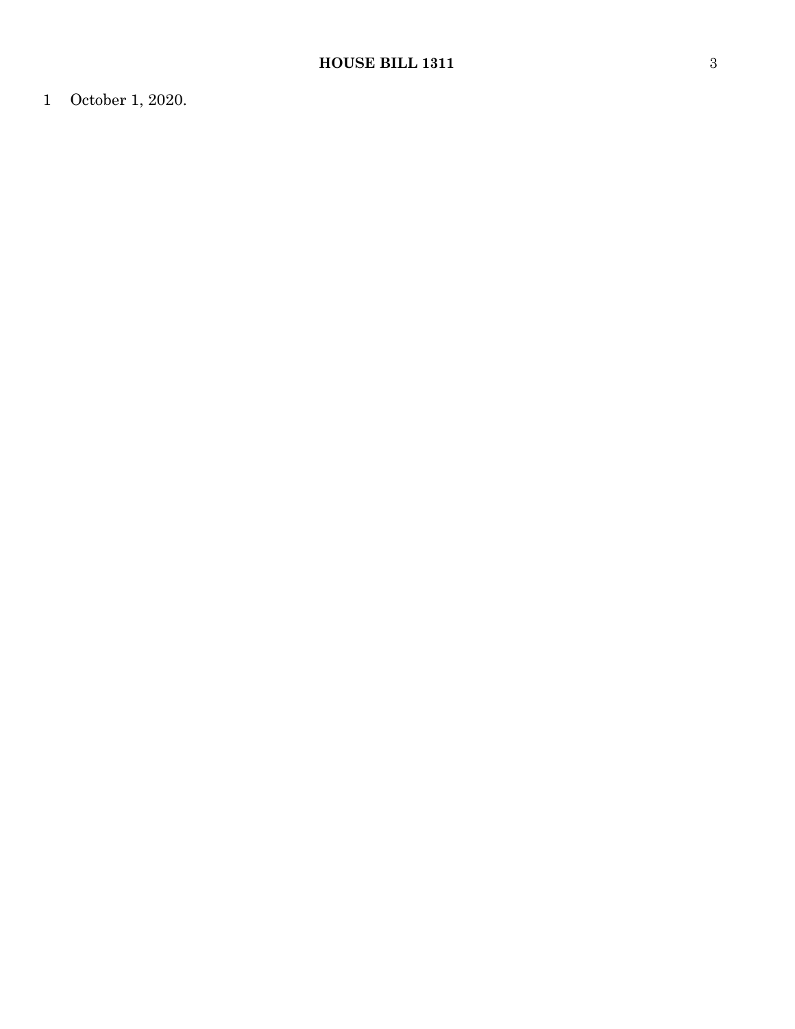October 1, 2020.